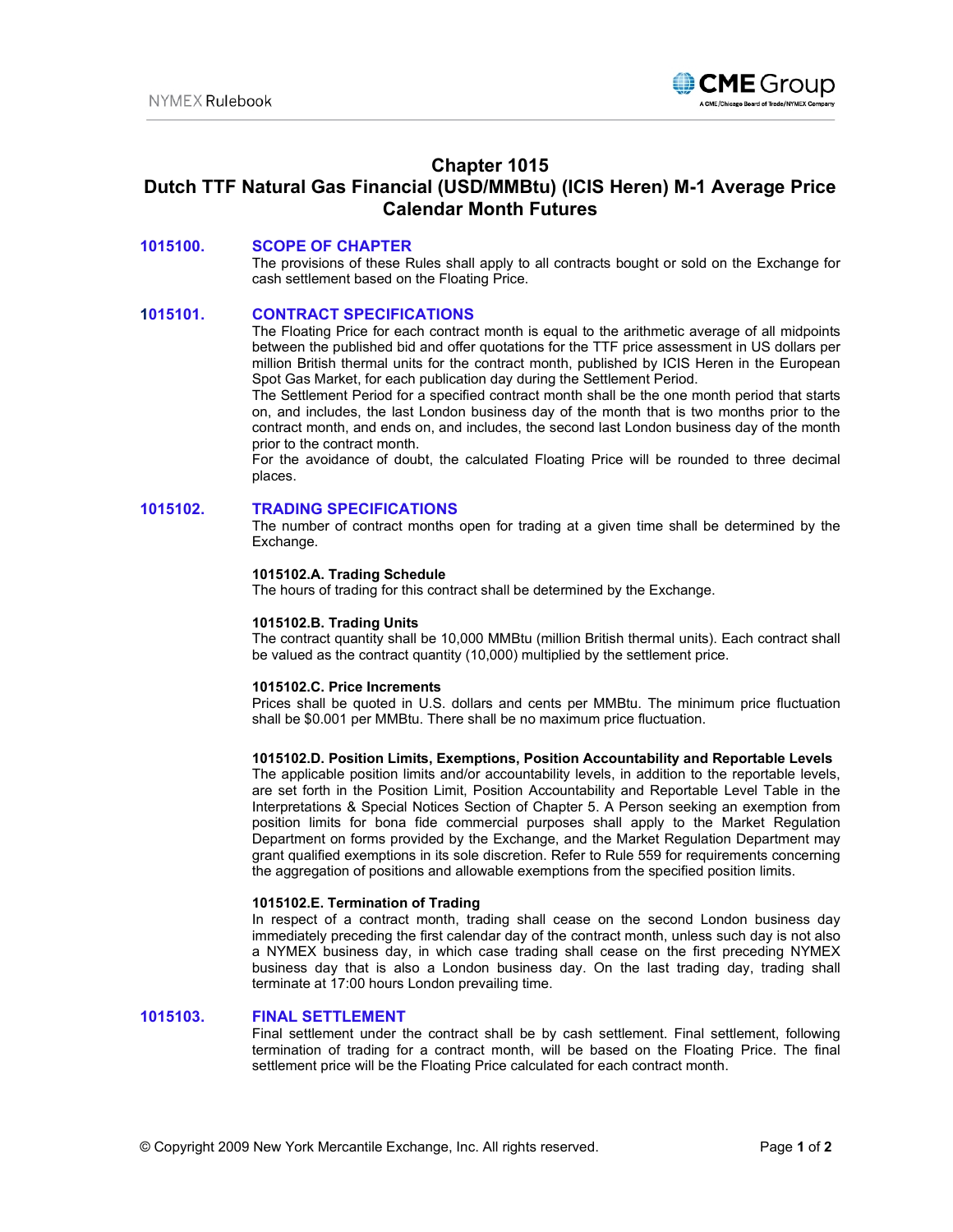# Chapter 1015
# Dutch TTF Natural Gas Financial (USD/MMBtu) (ICIS Heren) M-1 Average Price Calendar Month Futures

## 1015100. SCOPE OF CHAPTER

The provisions of these Rules shall apply to all contracts bought or sold on the Exchange for cash settlement based on the Floating Price.

## 1015101. CONTRACT SPECIFICATIONS

The Floating Price for each contract month is equal to the arithmetic average of all midpoints between the published bid and offer quotations for the TTF price assessment in US dollars per million British thermal units for the contract month, published by ICIS Heren in the European Spot Gas Market, for each publication day during the Settlement Period.

The Settlement Period for a specified contract month shall be the one month period that starts on, and includes, the last London business day of the month that is two months prior to the contract month, and ends on, and includes, the second last London business day of the month prior to the contract month.

For the avoidance of doubt, the calculated Floating Price will be rounded to three decimal places.

## 1015102. TRADING SPECIFICATIONS

The number of contract months open for trading at a given time shall be determined by the Exchange.

### 1015102.A. Trading Schedule

The hours of trading for this contract shall be determined by the Exchange.

### 1015102.B. Trading Units

The contract quantity shall be 10,000 MMBtu (million British thermal units). Each contract shall be valued as the contract quantity (10,000) multiplied by the settlement price.

### 1015102.C. Price Increments

Prices shall be quoted in U.S. dollars and cents per MMBtu. The minimum price fluctuation shall be $0.001 per MMBtu. There shall be no maximum price fluctuation.

### 1015102.D. Position Limits, Exemptions, Position Accountability and Reportable Levels

The applicable position limits and/or accountability levels, in addition to the reportable levels, are set forth in the Position Limit, Position Accountability and Reportable Level Table in the Interpretations & Special Notices Section of Chapter 5. A Person seeking an exemption from position limits for bona fide commercial purposes shall apply to the Market Regulation Department on forms provided by the Exchange, and the Market Regulation Department may grant qualified exemptions in its sole discretion. Refer to Rule 559 for requirements concerning the aggregation of positions and allowable exemptions from the specified position limits.

### 1015102.E. Termination of Trading

In respect of a contract month, trading shall cease on the second London business day immediately preceding the first calendar day of the contract month, unless such day is not also a NYMEX business day, in which case trading shall cease on the first preceding NYMEX business day that is also a London business day. On the last trading day, trading shall terminate at 17:00 hours London prevailing time.

## 1015103. FINAL SETTLEMENT

Final settlement under the contract shall be by cash settlement. Final settlement, following termination of trading for a contract month, will be based on the Floating Price. The final settlement price will be the Floating Price calculated for each contract month.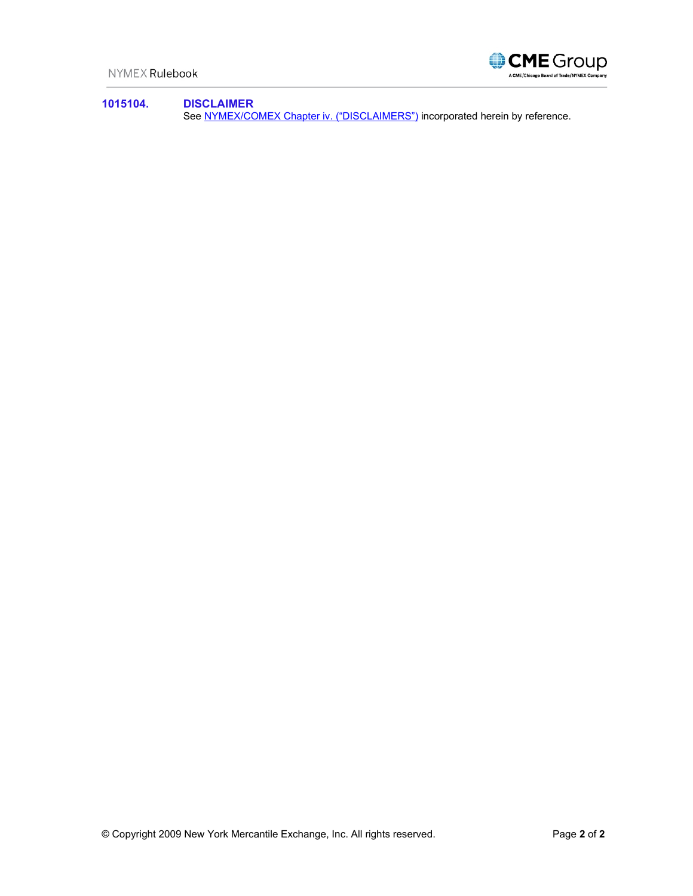**1015104. DISCLAIMER**

See NYMEX/COMEX Chapter iv. (“DISCLAIMERS”) incorporated herein by reference.